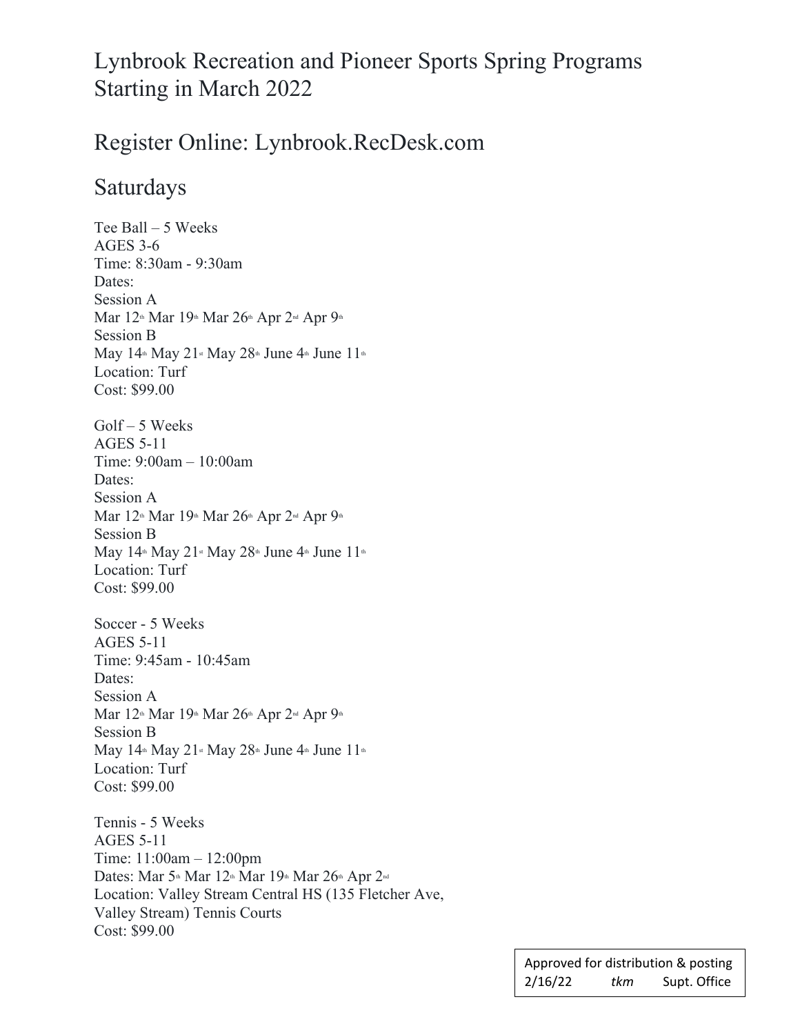# Lynbrook Recreation and Pioneer Sports Spring Programs Starting in March 2022

## Register Online: Lynbrook.RecDesk.com

## Saturdays

Tee Ball – 5 Weeks
AGES 3-6
Time: 8:30am - 9:30am
Dates:
Session A
Mar 12th Mar 19th Mar 26th Apr 2nd Apr 9th
Session B
May 14th May 21st May 28th June 4th June 11th
Location: Turf
Cost: $99.00

Golf – 5 Weeks
AGES 5-11
Time: 9:00am – 10:00am
Dates:
Session A
Mar 12th Mar 19th Mar 26th Apr 2nd Apr 9th
Session B
May 14th May 21st May 28th June 4th June 11th
Location: Turf
Cost: $99.00

Soccer - 5 Weeks
AGES 5-11
Time: 9:45am - 10:45am
Dates:
Session A
Mar 12th Mar 19th Mar 26th Apr 2nd Apr 9th
Session B
May 14th May 21st May 28th June 4th June 11th
Location: Turf
Cost: $99.00

Tennis - 5 Weeks
AGES 5-11
Time: 11:00am – 12:00pm
Dates: Mar 5th Mar 12th Mar 19th Mar 26th Apr 2nd
Location: Valley Stream Central HS (135 Fletcher Ave, Valley Stream) Tennis Courts
Cost: $99.00

Approved for distribution & posting
2/16/22 *tkm* Supt. Office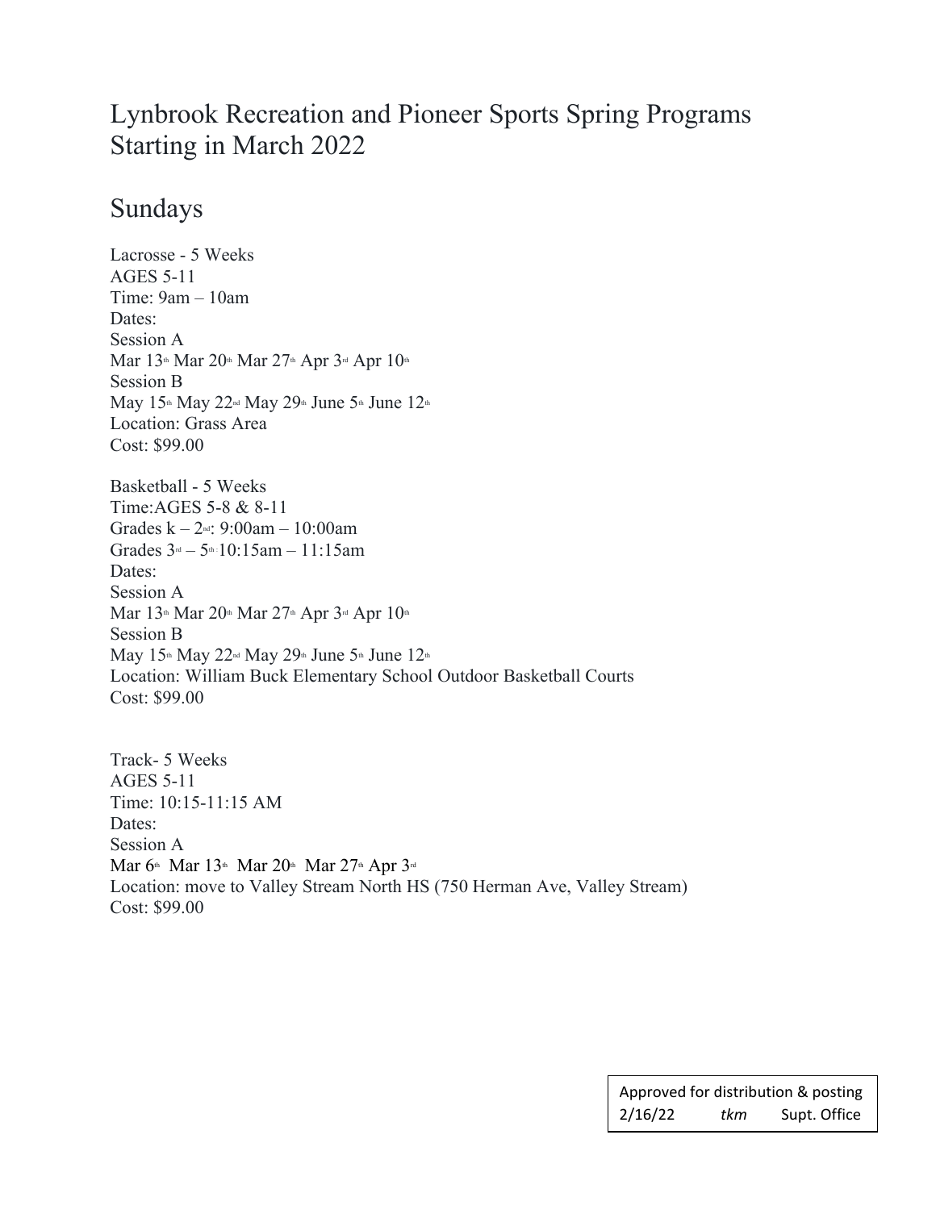# Lynbrook Recreation and Pioneer Sports Spring Programs Starting in March 2022

## Sundays

Lacrosse - 5 Weeks
AGES 5-11
Time: 9am – 10am
Dates:
Session A
Mar 13th Mar 20th Mar 27th Apr 3rd Apr 10th
Session B
May 15th May 22nd May 29th June 5th June 12th
Location: Grass Area
Cost: $99.00

Basketball - 5 Weeks
Time:AGES 5-8 & 8-11
Grades k – 2nd: 9:00am – 10:00am
Grades 3rd – 5th: 10:15am – 11:15am
Dates:
Session A
Mar 13th Mar 20th Mar 27th Apr 3rd Apr 10th
Session B
May 15th May 22nd May 29th June 5th June 12th
Location: William Buck Elementary School Outdoor Basketball Courts
Cost: $99.00

Track- 5 Weeks
AGES 5-11
Time: 10:15-11:15 AM
Dates:
Session A
Mar 6th Mar 13th Mar 20th Mar 27th Apr 3rd
Location: move to Valley Stream North HS (750 Herman Ave, Valley Stream)
Cost: $99.00

Approved for distribution & posting
2/16/22 *tkm* Supt. Office